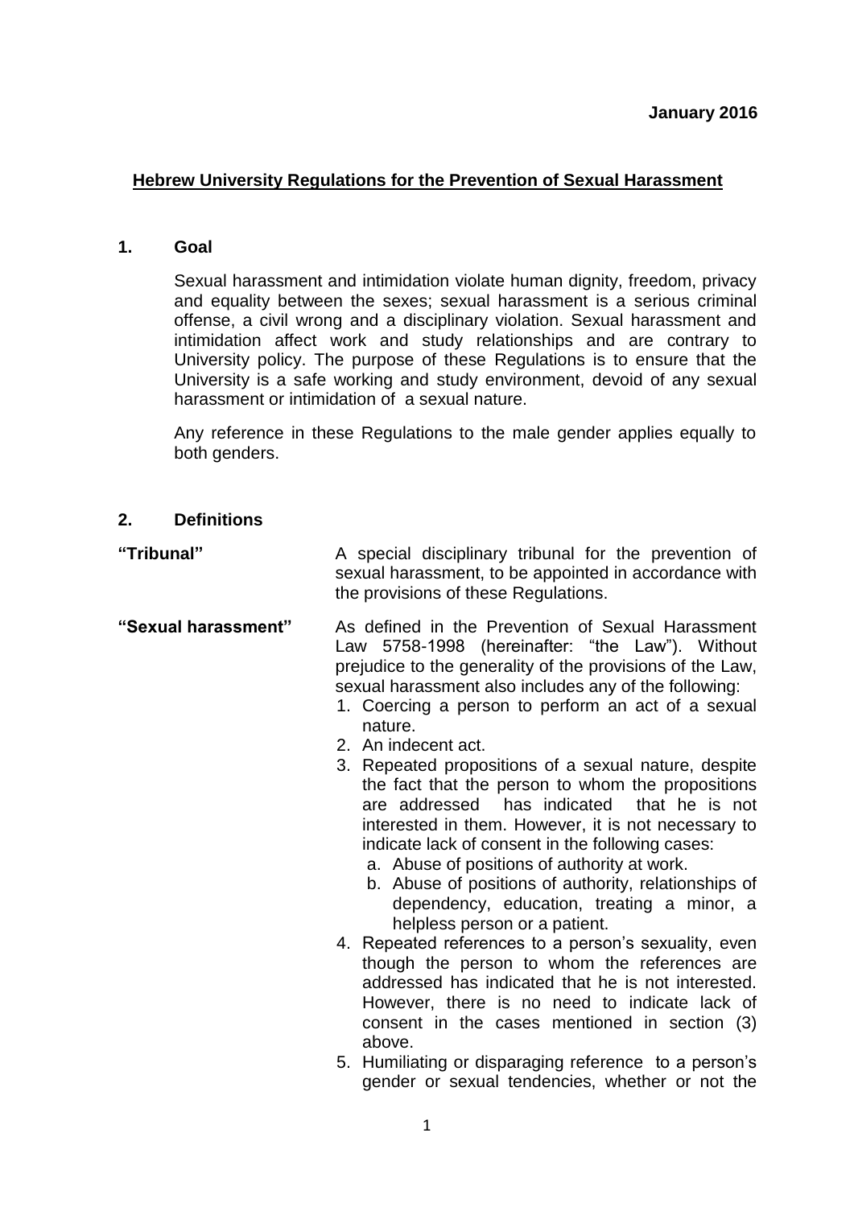**January 2016**

# Hebrew University Regulations for the Prevention of Sexual Harassment

## 1. Goal

Sexual harassment and intimidation violate human dignity, freedom, privacy and equality between the sexes; sexual harassment is a serious criminal offense, a civil wrong and a disciplinary violation. Sexual harassment and intimidation affect work and study relationships and are contrary to University policy. The purpose of these Regulations is to ensure that the University is a safe working and study environment, devoid of any sexual harassment or intimidation of a sexual nature.

Any reference in these Regulations to the male gender applies equally to both genders.

## 2. Definitions

**"Tribunal"** A special disciplinary tribunal for the prevention of sexual harassment, to be appointed in accordance with the provisions of these Regulations.

**"Sexual harassment"** As defined in the Prevention of Sexual Harassment Law 5758-1998 (hereinafter: "the Law"). Without prejudice to the generality of the provisions of the Law, sexual harassment also includes any of the following:

1. Coercing a person to perform an act of a sexual nature.
2. An indecent act.
3. Repeated propositions of a sexual nature, despite the fact that the person to whom the propositions are addressed has indicated that he is not interested in them. However, it is not necessary to indicate lack of consent in the following cases:
   a. Abuse of positions of authority at work.
   b. Abuse of positions of authority, relationships of dependency, education, treating a minor, a helpless person or a patient.
4. Repeated references to a person's sexuality, even though the person to whom the references are addressed has indicated that he is not interested. However, there is no need to indicate lack of consent in the cases mentioned in section (3) above.
5. Humiliating or disparaging reference to a person's gender or sexual tendencies, whether or not the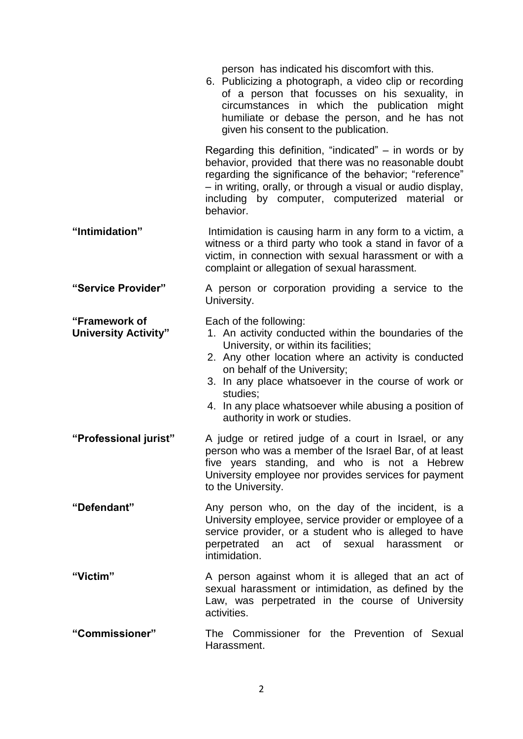person has indicated his discomfort with this.

6. Publicizing a photograph, a video clip or recording of a person that focusses on his sexuality, in circumstances in which the publication might humiliate or debase the person, and he has not given his consent to the publication.

Regarding this definition, "indicated" – in words or by behavior, provided that there was no reasonable doubt regarding the significance of the behavior; "reference" – in writing, orally, or through a visual or audio display, including by computer, computerized material or behavior.

**"Intimidation"** Intimidation is causing harm in any form to a victim, a witness or a third party who took a stand in favor of a victim, in connection with sexual harassment or with a complaint or allegation of sexual harassment.

**"Service Provider"** A person or corporation providing a service to the University.

**"Framework of University Activity"** Each of the following:

1. An activity conducted within the boundaries of the University, or within its facilities;
2. Any other location where an activity is conducted on behalf of the University;
3. In any place whatsoever in the course of work or studies;
4. In any place whatsoever while abusing a position of authority in work or studies.

**"Professional jurist"** A judge or retired judge of a court in Israel, or any person who was a member of the Israel Bar, of at least five years standing, and who is not a Hebrew University employee nor provides services for payment to the University.

**"Defendant"** Any person who, on the day of the incident, is a University employee, service provider or employee of a service provider, or a student who is alleged to have perpetrated an act of sexual harassment or intimidation.

**"Victim"** A person against whom it is alleged that an act of sexual harassment or intimidation, as defined by the Law, was perpetrated in the course of University activities.

**"Commissioner"** The Commissioner for the Prevention of Sexual Harassment.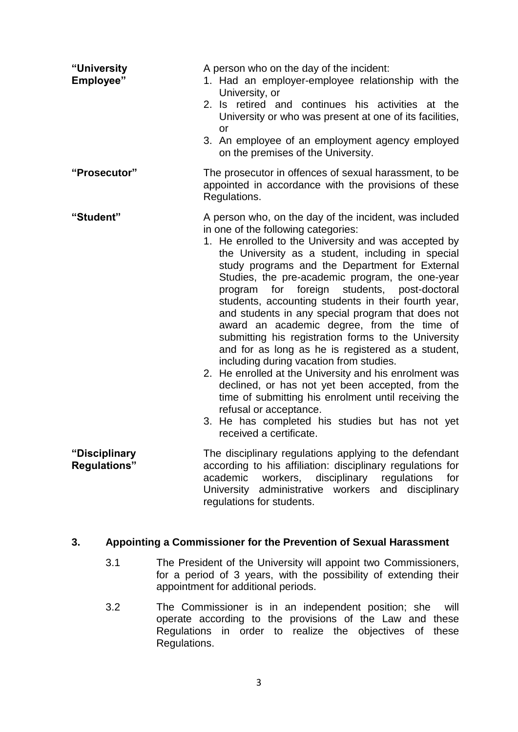**"University Employee"** A person who on the day of the incident:

1. Had an employer-employee relationship with the University, or
2. Is retired and continues his activities at the University or who was present at one of its facilities, or
3. An employee of an employment agency employed on the premises of the University.

**"Prosecutor"** The prosecutor in offences of sexual harassment, to be appointed in accordance with the provisions of these Regulations.

**"Student"** A person who, on the day of the incident, was included in one of the following categories:

1. He enrolled to the University and was accepted by the University as a student, including in special study programs and the Department for External Studies, the pre-academic program, the one-year program for foreign students, post-doctoral students, accounting students in their fourth year, and students in any special program that does not award an academic degree, from the time of submitting his registration forms to the University and for as long as he is registered as a student, including during vacation from studies.
2. He enrolled at the University and his enrolment was declined, or has not yet been accepted, from the time of submitting his enrolment until receiving the refusal or acceptance.
3. He has completed his studies but has not yet received a certificate.

**"Disciplinary Regulations"** The disciplinary regulations applying to the defendant according to his affiliation: disciplinary regulations for academic workers, disciplinary regulations for University administrative workers and disciplinary regulations for students.

## 3. Appointing a Commissioner for the Prevention of Sexual Harassment

3.1 The President of the University will appoint two Commissioners, for a period of 3 years, with the possibility of extending their appointment for additional periods.

3.2 The Commissioner is in an independent position; she will operate according to the provisions of the Law and these Regulations in order to realize the objectives of these Regulations.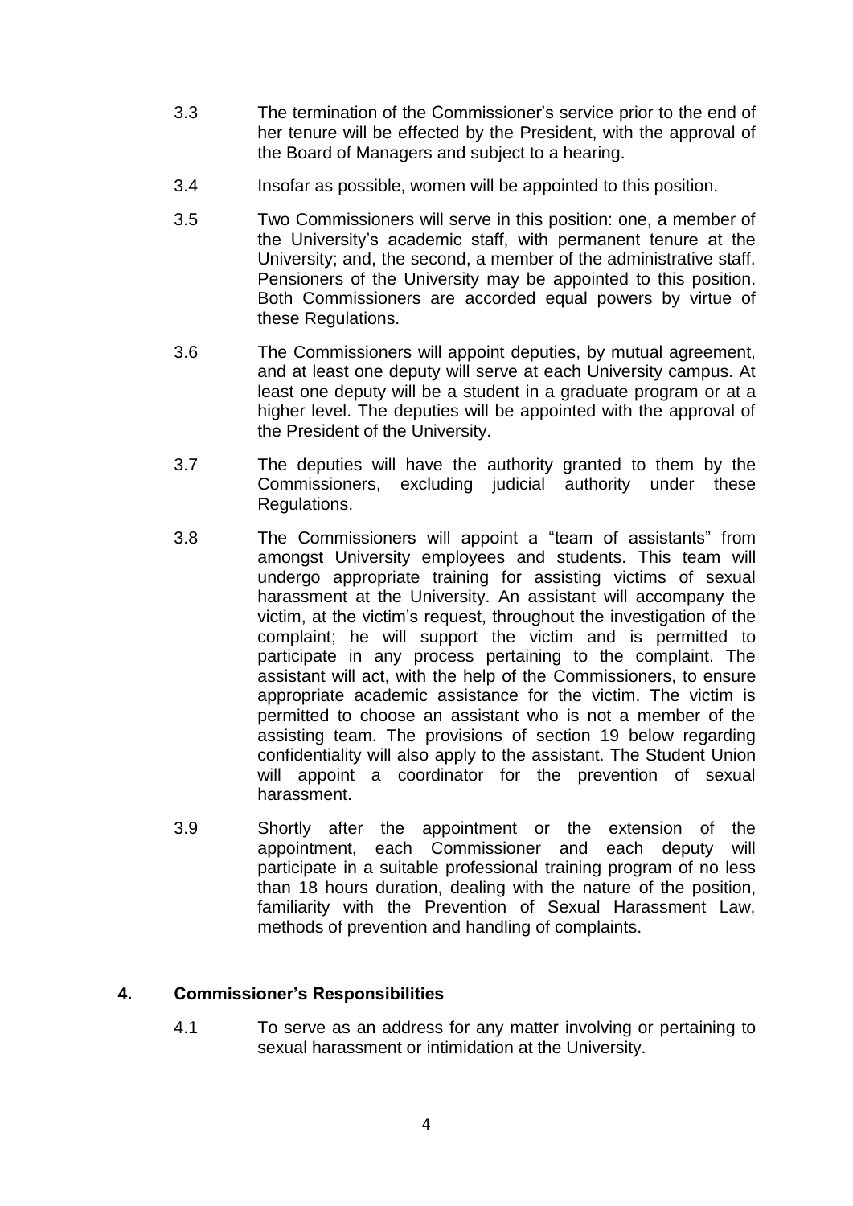3.3 The termination of the Commissioner's service prior to the end of her tenure will be effected by the President, with the approval of the Board of Managers and subject to a hearing.

3.4 Insofar as possible, women will be appointed to this position.

3.5 Two Commissioners will serve in this position: one, a member of the University's academic staff, with permanent tenure at the University; and, the second, a member of the administrative staff. Pensioners of the University may be appointed to this position. Both Commissioners are accorded equal powers by virtue of these Regulations.

3.6 The Commissioners will appoint deputies, by mutual agreement, and at least one deputy will serve at each University campus. At least one deputy will be a student in a graduate program or at a higher level. The deputies will be appointed with the approval of the President of the University.

3.7 The deputies will have the authority granted to them by the Commissioners, excluding judicial authority under these Regulations.

3.8 The Commissioners will appoint a "team of assistants" from amongst University employees and students. This team will undergo appropriate training for assisting victims of sexual harassment at the University. An assistant will accompany the victim, at the victim's request, throughout the investigation of the complaint; he will support the victim and is permitted to participate in any process pertaining to the complaint. The assistant will act, with the help of the Commissioners, to ensure appropriate academic assistance for the victim. The victim is permitted to choose an assistant who is not a member of the assisting team. The provisions of section 19 below regarding confidentiality will also apply to the assistant. The Student Union will appoint a coordinator for the prevention of sexual harassment.

3.9 Shortly after the appointment or the extension of the appointment, each Commissioner and each deputy will participate in a suitable professional training program of no less than 18 hours duration, dealing with the nature of the position, familiarity with the Prevention of Sexual Harassment Law, methods of prevention and handling of complaints.

## 4. Commissioner's Responsibilities

4.1 To serve as an address for any matter involving or pertaining to sexual harassment or intimidation at the University.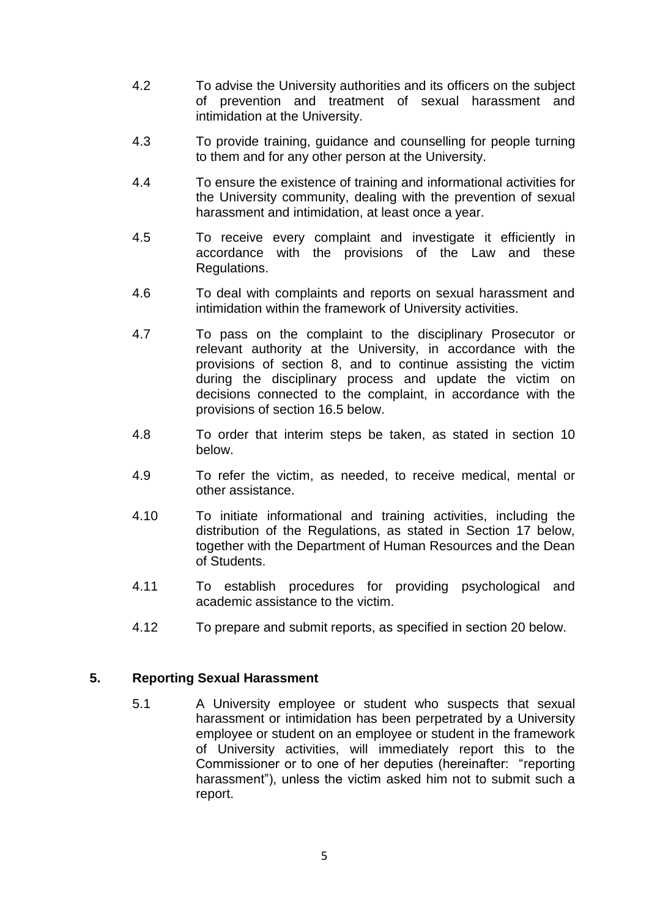4.2 To advise the University authorities and its officers on the subject of prevention and treatment of sexual harassment and intimidation at the University.

4.3 To provide training, guidance and counselling for people turning to them and for any other person at the University.

4.4 To ensure the existence of training and informational activities for the University community, dealing with the prevention of sexual harassment and intimidation, at least once a year.

4.5 To receive every complaint and investigate it efficiently in accordance with the provisions of the Law and these Regulations.

4.6 To deal with complaints and reports on sexual harassment and intimidation within the framework of University activities.

4.7 To pass on the complaint to the disciplinary Prosecutor or relevant authority at the University, in accordance with the provisions of section 8, and to continue assisting the victim during the disciplinary process and update the victim on decisions connected to the complaint, in accordance with the provisions of section 16.5 below.

4.8 To order that interim steps be taken, as stated in section 10 below.

4.9 To refer the victim, as needed, to receive medical, mental or other assistance.

4.10 To initiate informational and training activities, including the distribution of the Regulations, as stated in Section 17 below, together with the Department of Human Resources and the Dean of Students.

4.11 To establish procedures for providing psychological and academic assistance to the victim.

4.12 To prepare and submit reports, as specified in section 20 below.

## 5. Reporting Sexual Harassment

5.1 A University employee or student who suspects that sexual harassment or intimidation has been perpetrated by a University employee or student on an employee or student in the framework of University activities, will immediately report this to the Commissioner or to one of her deputies (hereinafter: "reporting harassment"), unless the victim asked him not to submit such a report.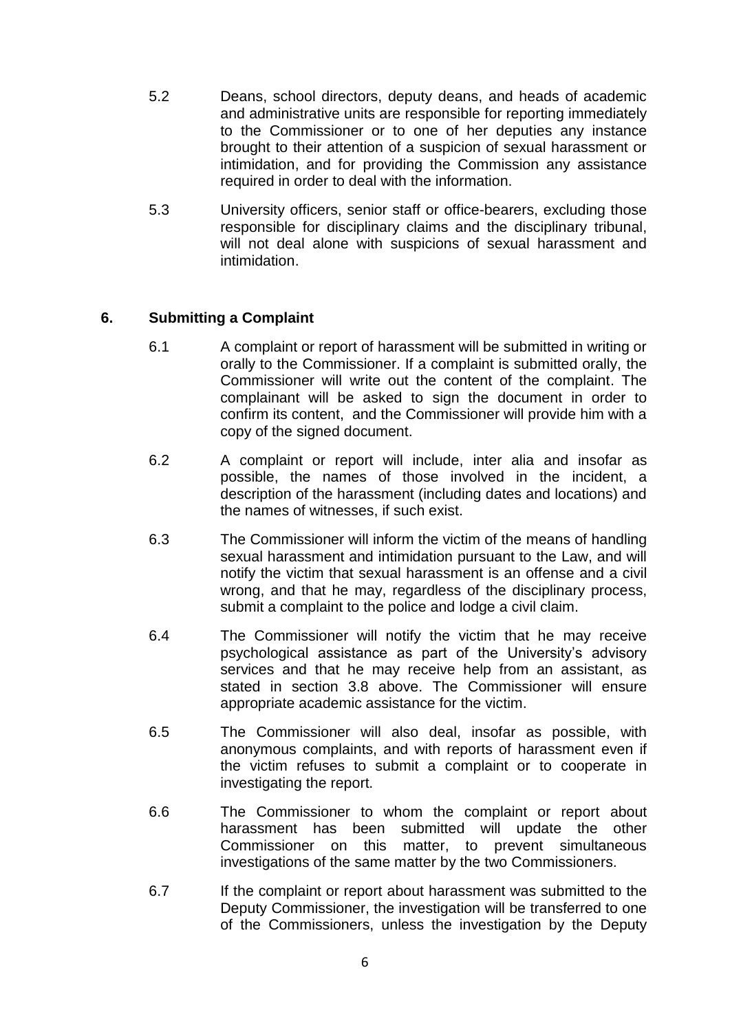5.2 Deans, school directors, deputy deans, and heads of academic and administrative units are responsible for reporting immediately to the Commissioner or to one of her deputies any instance brought to their attention of a suspicion of sexual harassment or intimidation, and for providing the Commission any assistance required in order to deal with the information.

5.3 University officers, senior staff or office-bearers, excluding those responsible for disciplinary claims and the disciplinary tribunal, will not deal alone with suspicions of sexual harassment and intimidation.

## 6. Submitting a Complaint

6.1 A complaint or report of harassment will be submitted in writing or orally to the Commissioner. If a complaint is submitted orally, the Commissioner will write out the content of the complaint. The complainant will be asked to sign the document in order to confirm its content, and the Commissioner will provide him with a copy of the signed document.

6.2 A complaint or report will include, inter alia and insofar as possible, the names of those involved in the incident, a description of the harassment (including dates and locations) and the names of witnesses, if such exist.

6.3 The Commissioner will inform the victim of the means of handling sexual harassment and intimidation pursuant to the Law, and will notify the victim that sexual harassment is an offense and a civil wrong, and that he may, regardless of the disciplinary process, submit a complaint to the police and lodge a civil claim.

6.4 The Commissioner will notify the victim that he may receive psychological assistance as part of the University's advisory services and that he may receive help from an assistant, as stated in section 3.8 above. The Commissioner will ensure appropriate academic assistance for the victim.

6.5 The Commissioner will also deal, insofar as possible, with anonymous complaints, and with reports of harassment even if the victim refuses to submit a complaint or to cooperate in investigating the report.

6.6 The Commissioner to whom the complaint or report about harassment has been submitted will update the other Commissioner on this matter, to prevent simultaneous investigations of the same matter by the two Commissioners.

6.7 If the complaint or report about harassment was submitted to the Deputy Commissioner, the investigation will be transferred to one of the Commissioners, unless the investigation by the Deputy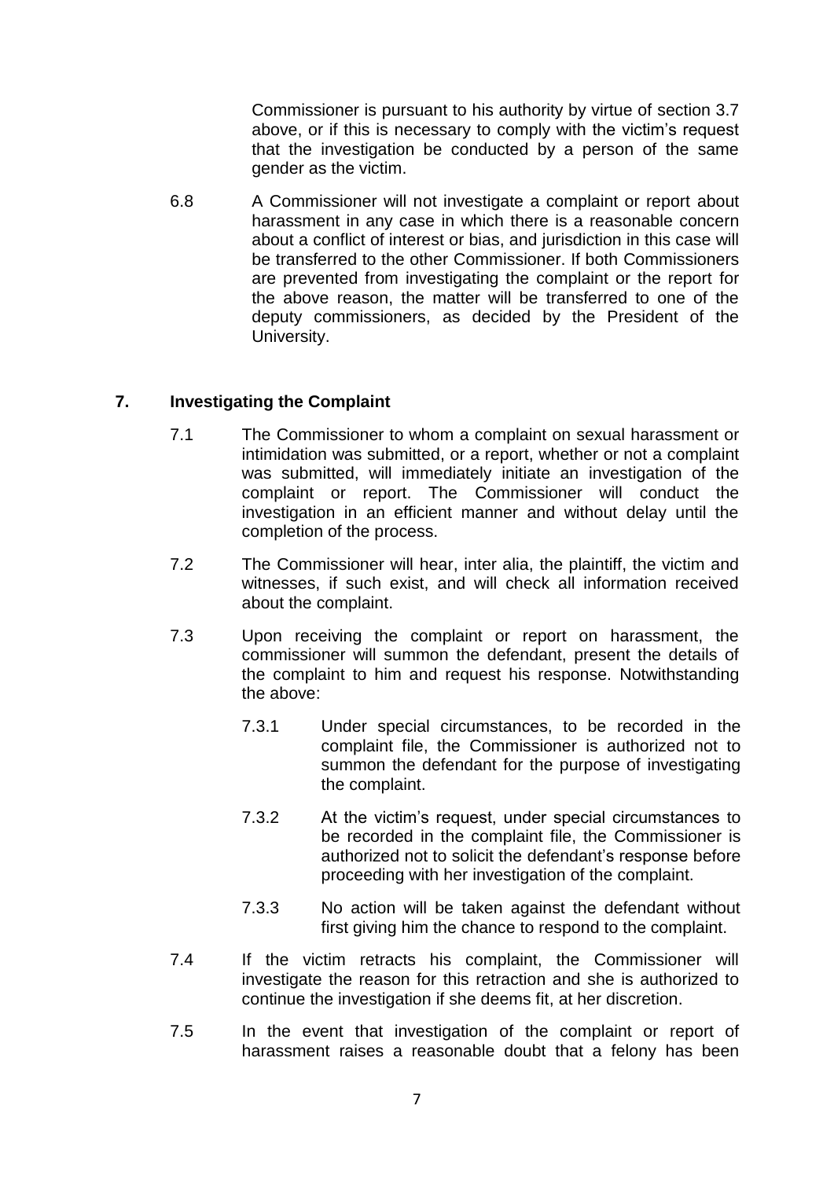Commissioner is pursuant to his authority by virtue of section 3.7 above, or if this is necessary to comply with the victim's request that the investigation be conducted by a person of the same gender as the victim.

6.8 A Commissioner will not investigate a complaint or report about harassment in any case in which there is a reasonable concern about a conflict of interest or bias, and jurisdiction in this case will be transferred to the other Commissioner. If both Commissioners are prevented from investigating the complaint or the report for the above reason, the matter will be transferred to one of the deputy commissioners, as decided by the President of the University.

## 7. Investigating the Complaint

7.1 The Commissioner to whom a complaint on sexual harassment or intimidation was submitted, or a report, whether or not a complaint was submitted, will immediately initiate an investigation of the complaint or report. The Commissioner will conduct the investigation in an efficient manner and without delay until the completion of the process.

7.2 The Commissioner will hear, inter alia, the plaintiff, the victim and witnesses, if such exist, and will check all information received about the complaint.

7.3 Upon receiving the complaint or report on harassment, the commissioner will summon the defendant, present the details of the complaint to him and request his response. Notwithstanding the above:

7.3.1 Under special circumstances, to be recorded in the complaint file, the Commissioner is authorized not to summon the defendant for the purpose of investigating the complaint.

7.3.2 At the victim's request, under special circumstances to be recorded in the complaint file, the Commissioner is authorized not to solicit the defendant's response before proceeding with her investigation of the complaint.

7.3.3 No action will be taken against the defendant without first giving him the chance to respond to the complaint.

7.4 If the victim retracts his complaint, the Commissioner will investigate the reason for this retraction and she is authorized to continue the investigation if she deems fit, at her discretion.

7.5 In the event that investigation of the complaint or report of harassment raises a reasonable doubt that a felony has been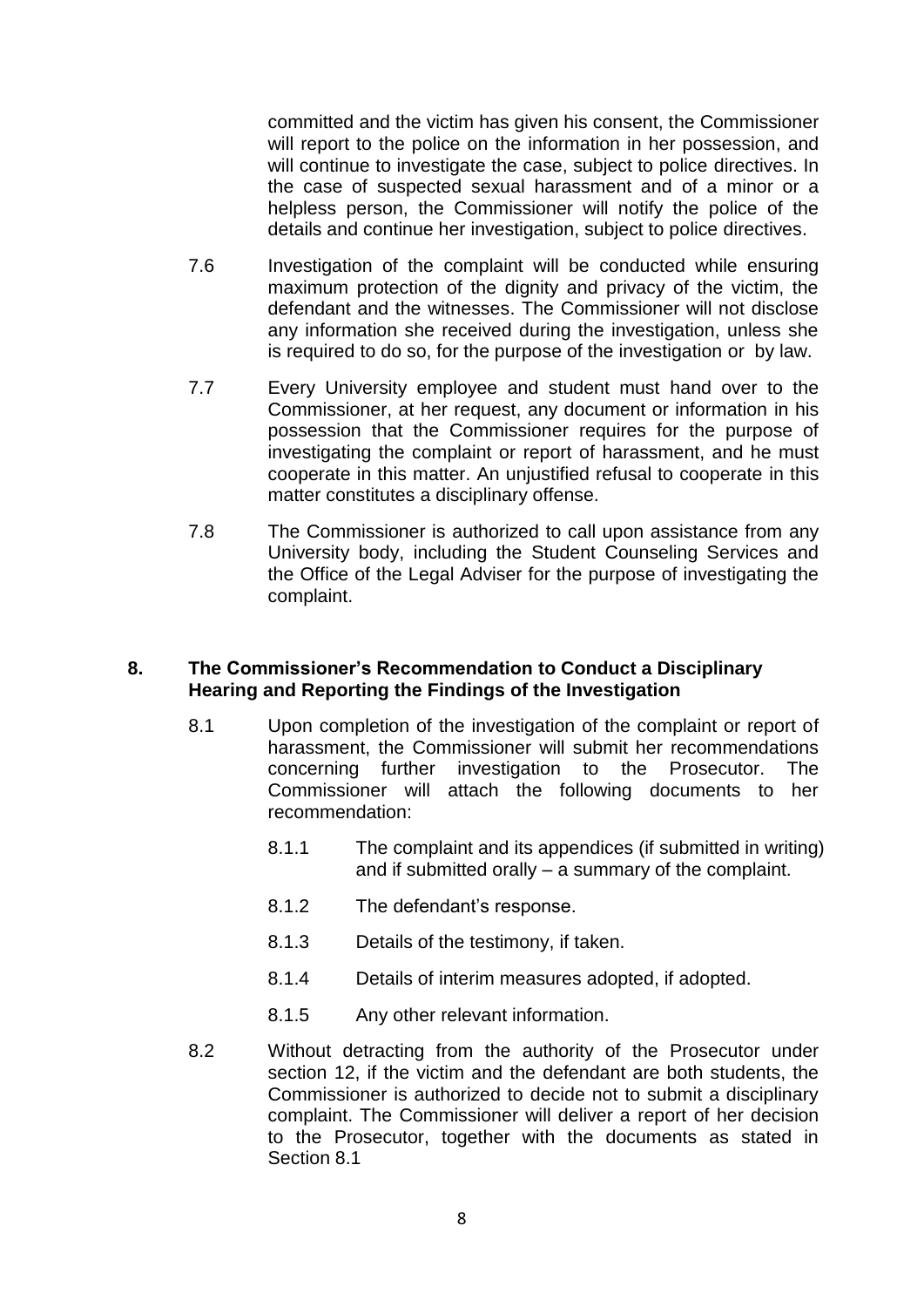committed and the victim has given his consent, the Commissioner will report to the police on the information in her possession, and will continue to investigate the case, subject to police directives. In the case of suspected sexual harassment and of a minor or a helpless person, the Commissioner will notify the police of the details and continue her investigation, subject to police directives.

7.6 Investigation of the complaint will be conducted while ensuring maximum protection of the dignity and privacy of the victim, the defendant and the witnesses. The Commissioner will not disclose any information she received during the investigation, unless she is required to do so, for the purpose of the investigation or by law.

7.7 Every University employee and student must hand over to the Commissioner, at her request, any document or information in his possession that the Commissioner requires for the purpose of investigating the complaint or report of harassment, and he must cooperate in this matter. An unjustified refusal to cooperate in this matter constitutes a disciplinary offense.

7.8 The Commissioner is authorized to call upon assistance from any University body, including the Student Counseling Services and the Office of the Legal Adviser for the purpose of investigating the complaint.

## 8. The Commissioner's Recommendation to Conduct a Disciplinary Hearing and Reporting the Findings of the Investigation

8.1 Upon completion of the investigation of the complaint or report of harassment, the Commissioner will submit her recommendations concerning further investigation to the Prosecutor. The Commissioner will attach the following documents to her recommendation:

8.1.1 The complaint and its appendices (if submitted in writing) and if submitted orally – a summary of the complaint.

8.1.2 The defendant's response.

8.1.3 Details of the testimony, if taken.

8.1.4 Details of interim measures adopted, if adopted.

8.1.5 Any other relevant information.

8.2 Without detracting from the authority of the Prosecutor under section 12, if the victim and the defendant are both students, the Commissioner is authorized to decide not to submit a disciplinary complaint. The Commissioner will deliver a report of her decision to the Prosecutor, together with the documents as stated in Section 8.1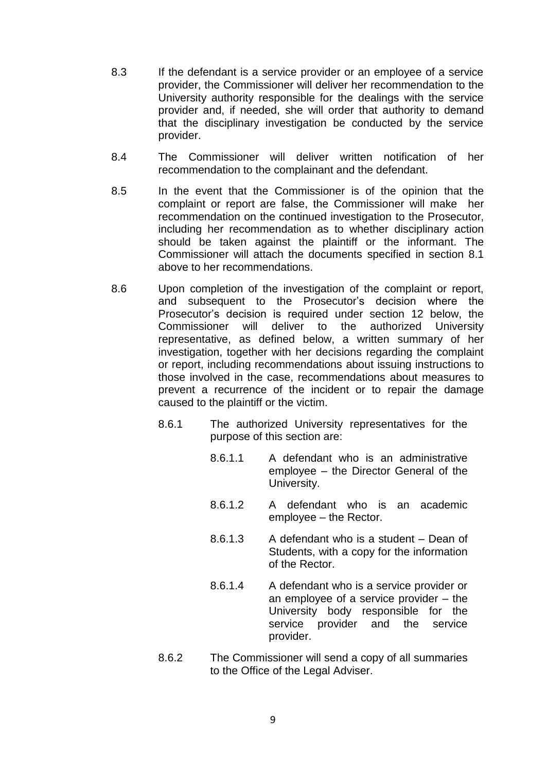8.3 If the defendant is a service provider or an employee of a service provider, the Commissioner will deliver her recommendation to the University authority responsible for the dealings with the service provider and, if needed, she will order that authority to demand that the disciplinary investigation be conducted by the service provider.

8.4 The Commissioner will deliver written notification of her recommendation to the complainant and the defendant.

8.5 In the event that the Commissioner is of the opinion that the complaint or report are false, the Commissioner will make her recommendation on the continued investigation to the Prosecutor, including her recommendation as to whether disciplinary action should be taken against the plaintiff or the informant. The Commissioner will attach the documents specified in section 8.1 above to her recommendations.

8.6 Upon completion of the investigation of the complaint or report, and subsequent to the Prosecutor's decision where the Prosecutor's decision is required under section 12 below, the Commissioner will deliver to the authorized University representative, as defined below, a written summary of her investigation, together with her decisions regarding the complaint or report, including recommendations about issuing instructions to those involved in the case, recommendations about measures to prevent a recurrence of the incident or to repair the damage caused to the plaintiff or the victim.

   8.6.1 The authorized University representatives for the purpose of this section are:

      8.6.1.1 A defendant who is an administrative employee – the Director General of the University.

      8.6.1.2 A defendant who is an academic employee – the Rector.

      8.6.1.3 A defendant who is a student – Dean of Students, with a copy for the information of the Rector.

      8.6.1.4 A defendant who is a service provider or an employee of a service provider – the University body responsible for the service provider and the service provider.

   8.6.2 The Commissioner will send a copy of all summaries to the Office of the Legal Adviser.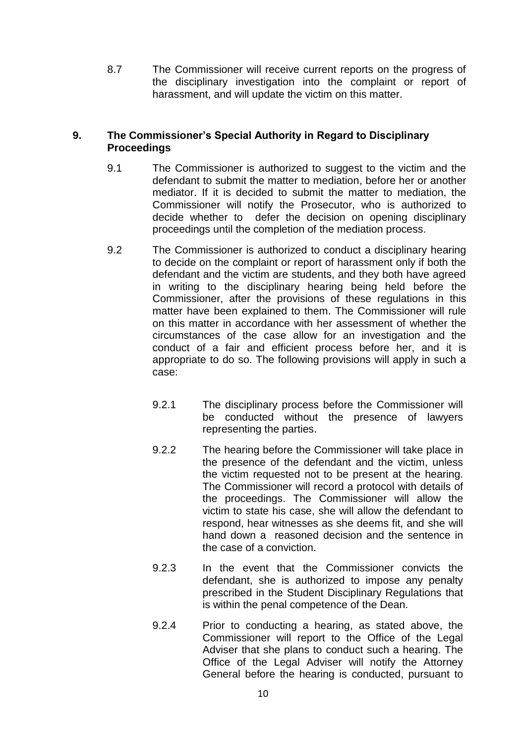8.7 The Commissioner will receive current reports on the progress of the disciplinary investigation into the complaint or report of harassment, and will update the victim on this matter.

## 9. The Commissioner's Special Authority in Regard to Disciplinary Proceedings

9.1 The Commissioner is authorized to suggest to the victim and the defendant to submit the matter to mediation, before her or another mediator. If it is decided to submit the matter to mediation, the Commissioner will notify the Prosecutor, who is authorized to decide whether to defer the decision on opening disciplinary proceedings until the completion of the mediation process.

9.2 The Commissioner is authorized to conduct a disciplinary hearing to decide on the complaint or report of harassment only if both the defendant and the victim are students, and they both have agreed in writing to the disciplinary hearing being held before the Commissioner, after the provisions of these regulations in this matter have been explained to them. The Commissioner will rule on this matter in accordance with her assessment of whether the circumstances of the case allow for an investigation and the conduct of a fair and efficient process before her, and it is appropriate to do so. The following provisions will apply in such a case:

9.2.1 The disciplinary process before the Commissioner will be conducted without the presence of lawyers representing the parties.

9.2.2 The hearing before the Commissioner will take place in the presence of the defendant and the victim, unless the victim requested not to be present at the hearing. The Commissioner will record a protocol with details of the proceedings. The Commissioner will allow the victim to state his case, she will allow the defendant to respond, hear witnesses as she deems fit, and she will hand down a reasoned decision and the sentence in the case of a conviction.

9.2.3 In the event that the Commissioner convicts the defendant, she is authorized to impose any penalty prescribed in the Student Disciplinary Regulations that is within the penal competence of the Dean.

9.2.4 Prior to conducting a hearing, as stated above, the Commissioner will report to the Office of the Legal Adviser that she plans to conduct such a hearing. The Office of the Legal Adviser will notify the Attorney General before the hearing is conducted, pursuant to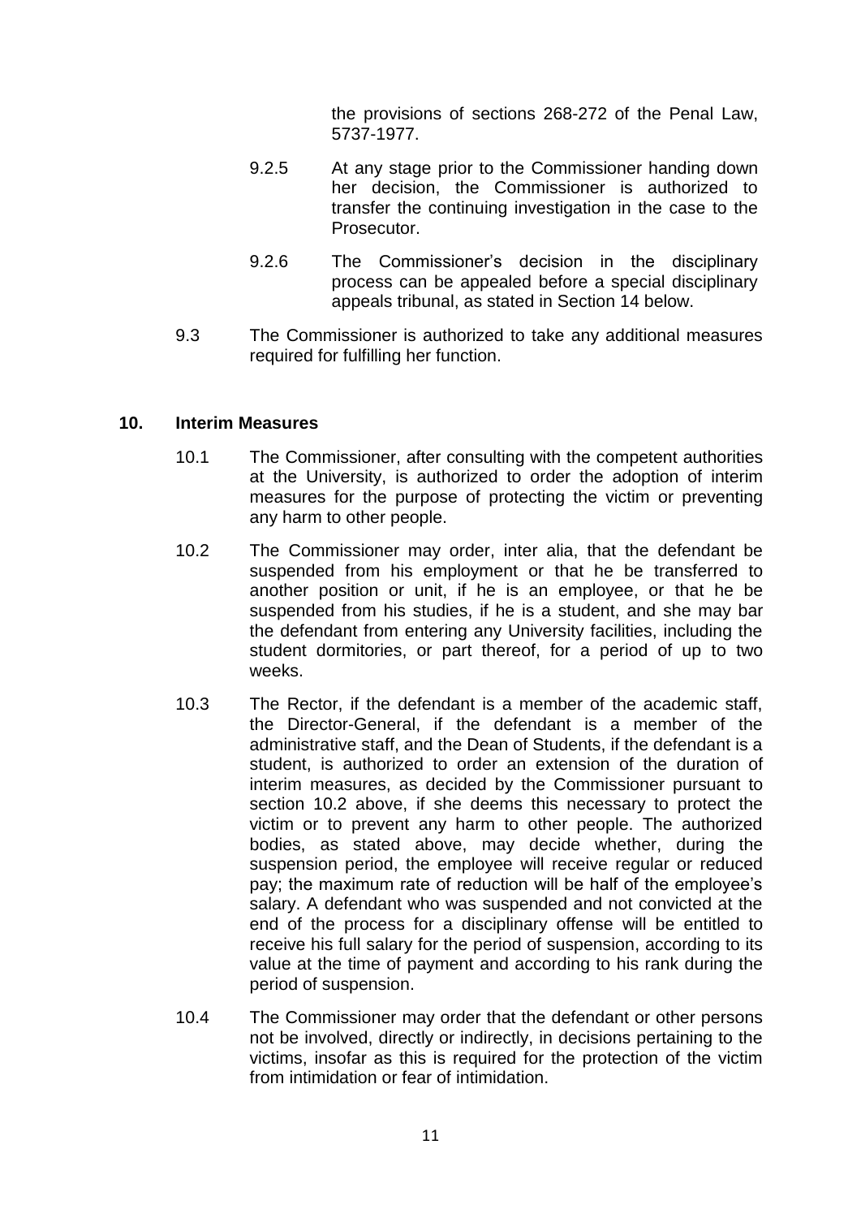the provisions of sections 268-272 of the Penal Law, 5737-1977.

9.2.5 At any stage prior to the Commissioner handing down her decision, the Commissioner is authorized to transfer the continuing investigation in the case to the Prosecutor.

9.2.6 The Commissioner's decision in the disciplinary process can be appealed before a special disciplinary appeals tribunal, as stated in Section 14 below.

9.3 The Commissioner is authorized to take any additional measures required for fulfilling her function.

## 10. Interim Measures

10.1 The Commissioner, after consulting with the competent authorities at the University, is authorized to order the adoption of interim measures for the purpose of protecting the victim or preventing any harm to other people.

10.2 The Commissioner may order, inter alia, that the defendant be suspended from his employment or that he be transferred to another position or unit, if he is an employee, or that he be suspended from his studies, if he is a student, and she may bar the defendant from entering any University facilities, including the student dormitories, or part thereof, for a period of up to two weeks.

10.3 The Rector, if the defendant is a member of the academic staff, the Director-General, if the defendant is a member of the administrative staff, and the Dean of Students, if the defendant is a student, is authorized to order an extension of the duration of interim measures, as decided by the Commissioner pursuant to section 10.2 above, if she deems this necessary to protect the victim or to prevent any harm to other people. The authorized bodies, as stated above, may decide whether, during the suspension period, the employee will receive regular or reduced pay; the maximum rate of reduction will be half of the employee's salary. A defendant who was suspended and not convicted at the end of the process for a disciplinary offense will be entitled to receive his full salary for the period of suspension, according to its value at the time of payment and according to his rank during the period of suspension.

10.4 The Commissioner may order that the defendant or other persons not be involved, directly or indirectly, in decisions pertaining to the victims, insofar as this is required for the protection of the victim from intimidation or fear of intimidation.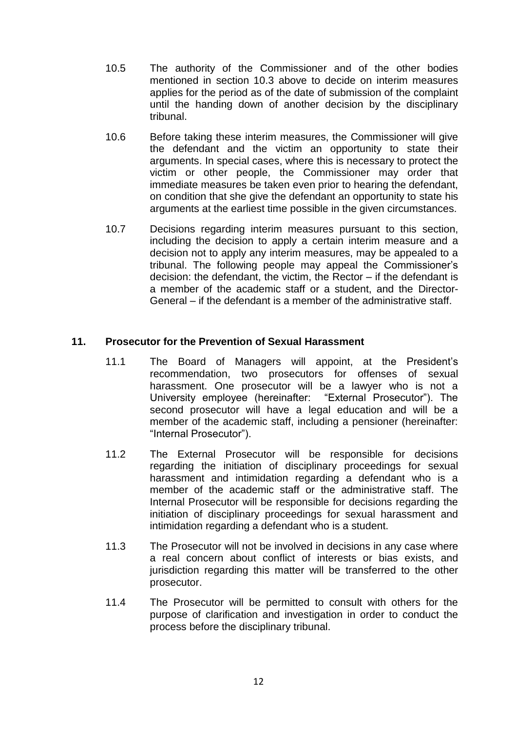10.5 The authority of the Commissioner and of the other bodies mentioned in section 10.3 above to decide on interim measures applies for the period as of the date of submission of the complaint until the handing down of another decision by the disciplinary tribunal.

10.6 Before taking these interim measures, the Commissioner will give the defendant and the victim an opportunity to state their arguments. In special cases, where this is necessary to protect the victim or other people, the Commissioner may order that immediate measures be taken even prior to hearing the defendant, on condition that she give the defendant an opportunity to state his arguments at the earliest time possible in the given circumstances.

10.7 Decisions regarding interim measures pursuant to this section, including the decision to apply a certain interim measure and a decision not to apply any interim measures, may be appealed to a tribunal. The following people may appeal the Commissioner's decision: the defendant, the victim, the Rector – if the defendant is a member of the academic staff or a student, and the Director-General – if the defendant is a member of the administrative staff.

## 11. Prosecutor for the Prevention of Sexual Harassment

11.1 The Board of Managers will appoint, at the President's recommendation, two prosecutors for offenses of sexual harassment. One prosecutor will be a lawyer who is not a University employee (hereinafter: "External Prosecutor"). The second prosecutor will have a legal education and will be a member of the academic staff, including a pensioner (hereinafter: "Internal Prosecutor").

11.2 The External Prosecutor will be responsible for decisions regarding the initiation of disciplinary proceedings for sexual harassment and intimidation regarding a defendant who is a member of the academic staff or the administrative staff. The Internal Prosecutor will be responsible for decisions regarding the initiation of disciplinary proceedings for sexual harassment and intimidation regarding a defendant who is a student.

11.3 The Prosecutor will not be involved in decisions in any case where a real concern about conflict of interests or bias exists, and jurisdiction regarding this matter will be transferred to the other prosecutor.

11.4 The Prosecutor will be permitted to consult with others for the purpose of clarification and investigation in order to conduct the process before the disciplinary tribunal.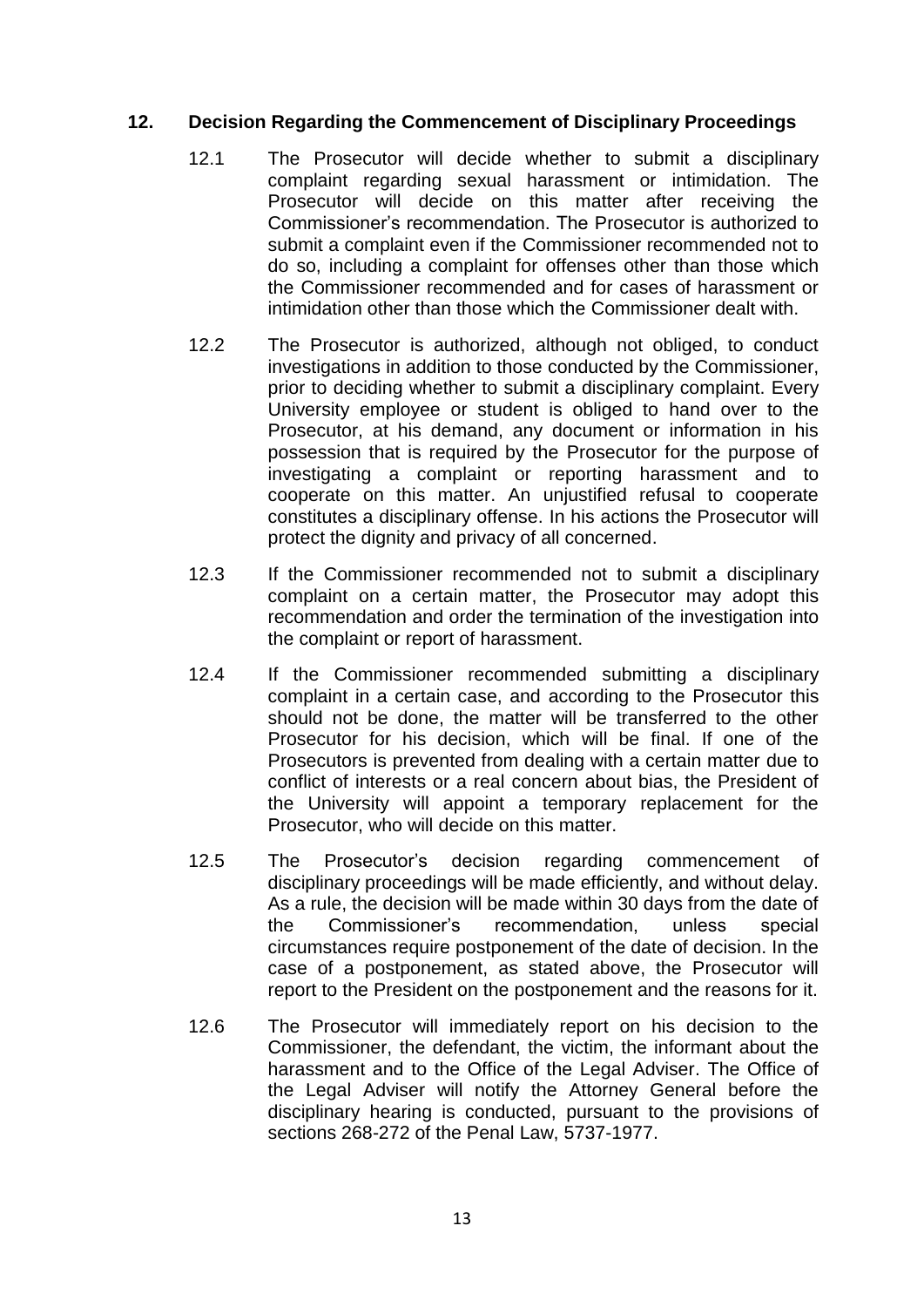## 12. Decision Regarding the Commencement of Disciplinary Proceedings

12.1 The Prosecutor will decide whether to submit a disciplinary complaint regarding sexual harassment or intimidation. The Prosecutor will decide on this matter after receiving the Commissioner's recommendation. The Prosecutor is authorized to submit a complaint even if the Commissioner recommended not to do so, including a complaint for offenses other than those which the Commissioner recommended and for cases of harassment or intimidation other than those which the Commissioner dealt with.

12.2 The Prosecutor is authorized, although not obliged, to conduct investigations in addition to those conducted by the Commissioner, prior to deciding whether to submit a disciplinary complaint. Every University employee or student is obliged to hand over to the Prosecutor, at his demand, any document or information in his possession that is required by the Prosecutor for the purpose of investigating a complaint or reporting harassment and to cooperate on this matter. An unjustified refusal to cooperate constitutes a disciplinary offense. In his actions the Prosecutor will protect the dignity and privacy of all concerned.

12.3 If the Commissioner recommended not to submit a disciplinary complaint on a certain matter, the Prosecutor may adopt this recommendation and order the termination of the investigation into the complaint or report of harassment.

12.4 If the Commissioner recommended submitting a disciplinary complaint in a certain case, and according to the Prosecutor this should not be done, the matter will be transferred to the other Prosecutor for his decision, which will be final. If one of the Prosecutors is prevented from dealing with a certain matter due to conflict of interests or a real concern about bias, the President of the University will appoint a temporary replacement for the Prosecutor, who will decide on this matter.

12.5 The Prosecutor's decision regarding commencement of disciplinary proceedings will be made efficiently, and without delay. As a rule, the decision will be made within 30 days from the date of the Commissioner's recommendation, unless special circumstances require postponement of the date of decision. In the case of a postponement, as stated above, the Prosecutor will report to the President on the postponement and the reasons for it.

12.6 The Prosecutor will immediately report on his decision to the Commissioner, the defendant, the victim, the informant about the harassment and to the Office of the Legal Adviser. The Office of the Legal Adviser will notify the Attorney General before the disciplinary hearing is conducted, pursuant to the provisions of sections 268-272 of the Penal Law, 5737-1977.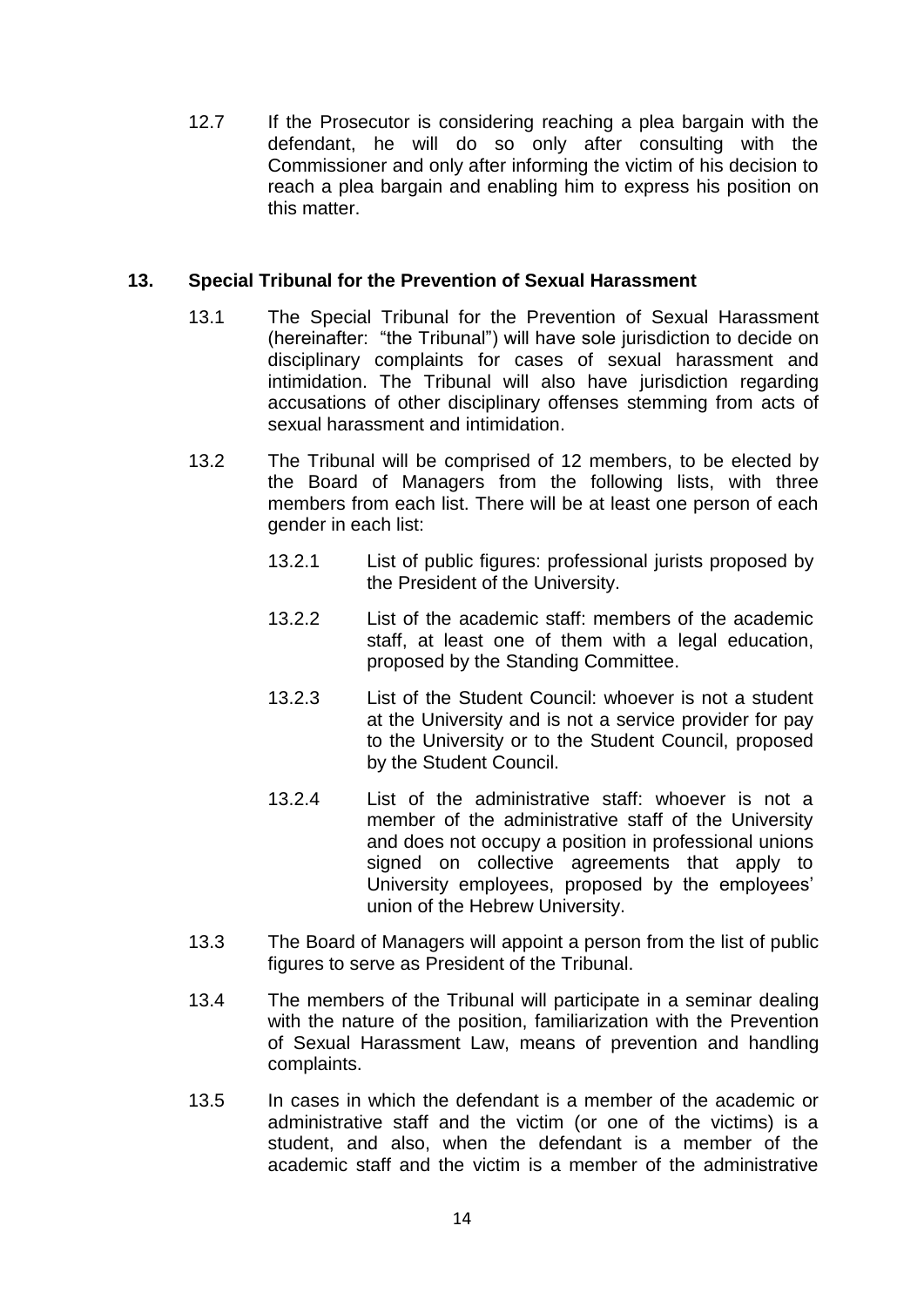12.7 If the Prosecutor is considering reaching a plea bargain with the defendant, he will do so only after consulting with the Commissioner and only after informing the victim of his decision to reach a plea bargain and enabling him to express his position on this matter.

## 13. Special Tribunal for the Prevention of Sexual Harassment

13.1 The Special Tribunal for the Prevention of Sexual Harassment (hereinafter: "the Tribunal") will have sole jurisdiction to decide on disciplinary complaints for cases of sexual harassment and intimidation. The Tribunal will also have jurisdiction regarding accusations of other disciplinary offenses stemming from acts of sexual harassment and intimidation.

13.2 The Tribunal will be comprised of 12 members, to be elected by the Board of Managers from the following lists, with three members from each list. There will be at least one person of each gender in each list:

13.2.1 List of public figures: professional jurists proposed by the President of the University.

13.2.2 List of the academic staff: members of the academic staff, at least one of them with a legal education, proposed by the Standing Committee.

13.2.3 List of the Student Council: whoever is not a student at the University and is not a service provider for pay to the University or to the Student Council, proposed by the Student Council.

13.2.4 List of the administrative staff: whoever is not a member of the administrative staff of the University and does not occupy a position in professional unions signed on collective agreements that apply to University employees, proposed by the employees' union of the Hebrew University.

13.3 The Board of Managers will appoint a person from the list of public figures to serve as President of the Tribunal.

13.4 The members of the Tribunal will participate in a seminar dealing with the nature of the position, familiarization with the Prevention of Sexual Harassment Law, means of prevention and handling complaints.

13.5 In cases in which the defendant is a member of the academic or administrative staff and the victim (or one of the victims) is a student, and also, when the defendant is a member of the academic staff and the victim is a member of the administrative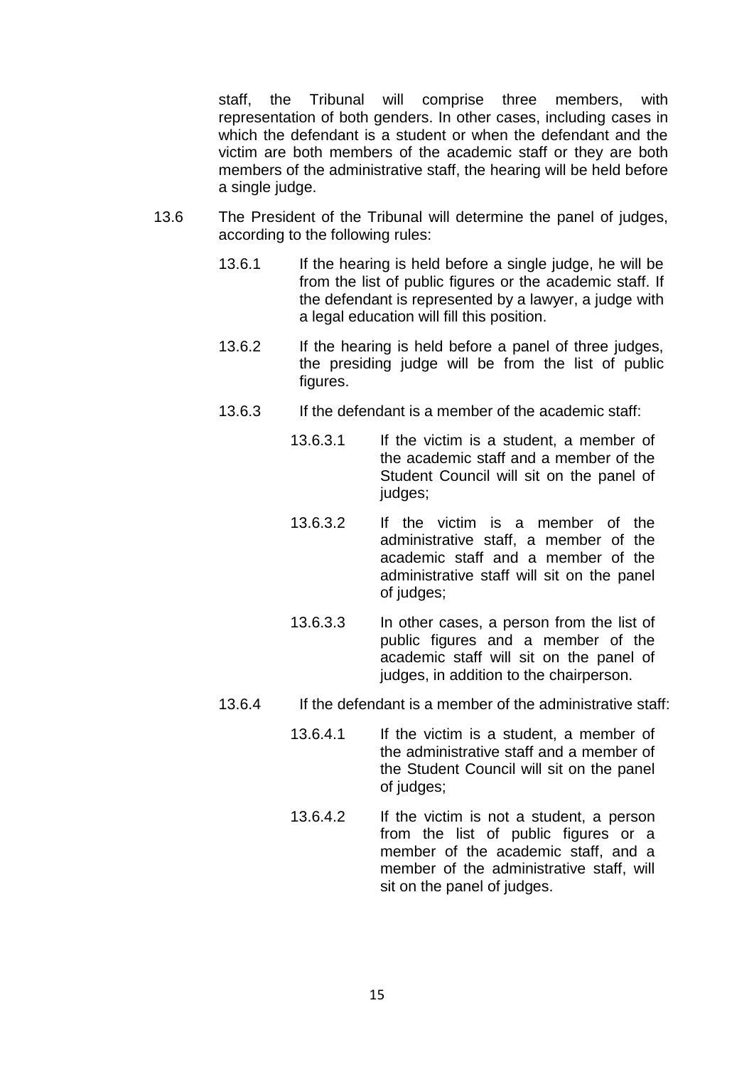staff, the Tribunal will comprise three members, with representation of both genders. In other cases, including cases in which the defendant is a student or when the defendant and the victim are both members of the academic staff or they are both members of the administrative staff, the hearing will be held before a single judge.

13.6 The President of the Tribunal will determine the panel of judges, according to the following rules:

- 13.6.1 If the hearing is held before a single judge, he will be from the list of public figures or the academic staff. If the defendant is represented by a lawyer, a judge with a legal education will fill this position.

- 13.6.2 If the hearing is held before a panel of three judges, the presiding judge will be from the list of public figures.

- 13.6.3 If the defendant is a member of the academic staff:

  - 13.6.3.1 If the victim is a student, a member of the academic staff and a member of the Student Council will sit on the panel of judges;

  - 13.6.3.2 If the victim is a member of the administrative staff, a member of the academic staff and a member of the administrative staff will sit on the panel of judges;

  - 13.6.3.3 In other cases, a person from the list of public figures and a member of the academic staff will sit on the panel of judges, in addition to the chairperson.

- 13.6.4 If the defendant is a member of the administrative staff:

  - 13.6.4.1 If the victim is a student, a member of the administrative staff and a member of the Student Council will sit on the panel of judges;

  - 13.6.4.2 If the victim is not a student, a person from the list of public figures or a member of the academic staff, and a member of the administrative staff, will sit on the panel of judges.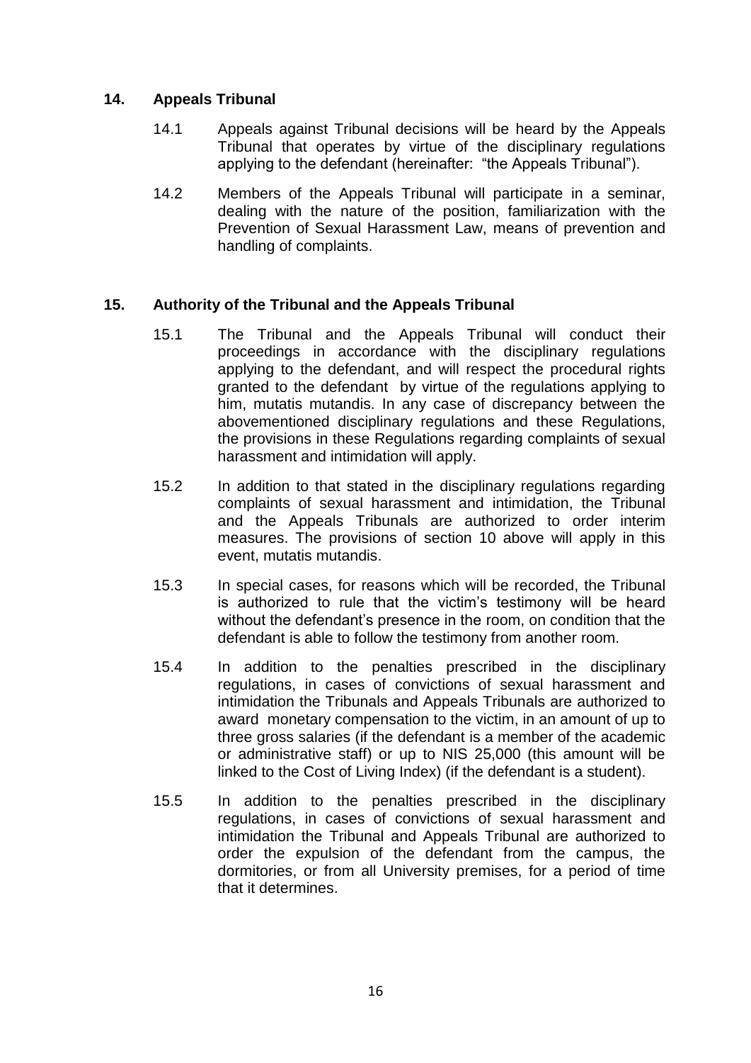## 14. Appeals Tribunal

14.1 Appeals against Tribunal decisions will be heard by the Appeals Tribunal that operates by virtue of the disciplinary regulations applying to the defendant (hereinafter: "the Appeals Tribunal").

14.2 Members of the Appeals Tribunal will participate in a seminar, dealing with the nature of the position, familiarization with the Prevention of Sexual Harassment Law, means of prevention and handling of complaints.

## 15. Authority of the Tribunal and the Appeals Tribunal

15.1 The Tribunal and the Appeals Tribunal will conduct their proceedings in accordance with the disciplinary regulations applying to the defendant, and will respect the procedural rights granted to the defendant by virtue of the regulations applying to him, mutatis mutandis. In any case of discrepancy between the abovementioned disciplinary regulations and these Regulations, the provisions in these Regulations regarding complaints of sexual harassment and intimidation will apply.

15.2 In addition to that stated in the disciplinary regulations regarding complaints of sexual harassment and intimidation, the Tribunal and the Appeals Tribunals are authorized to order interim measures. The provisions of section 10 above will apply in this event, mutatis mutandis.

15.3 In special cases, for reasons which will be recorded, the Tribunal is authorized to rule that the victim's testimony will be heard without the defendant's presence in the room, on condition that the defendant is able to follow the testimony from another room.

15.4 In addition to the penalties prescribed in the disciplinary regulations, in cases of convictions of sexual harassment and intimidation the Tribunals and Appeals Tribunals are authorized to award monetary compensation to the victim, in an amount of up to three gross salaries (if the defendant is a member of the academic or administrative staff) or up to NIS 25,000 (this amount will be linked to the Cost of Living Index) (if the defendant is a student).

15.5 In addition to the penalties prescribed in the disciplinary regulations, in cases of convictions of sexual harassment and intimidation the Tribunal and Appeals Tribunal are authorized to order the expulsion of the defendant from the campus, the dormitories, or from all University premises, for a period of time that it determines.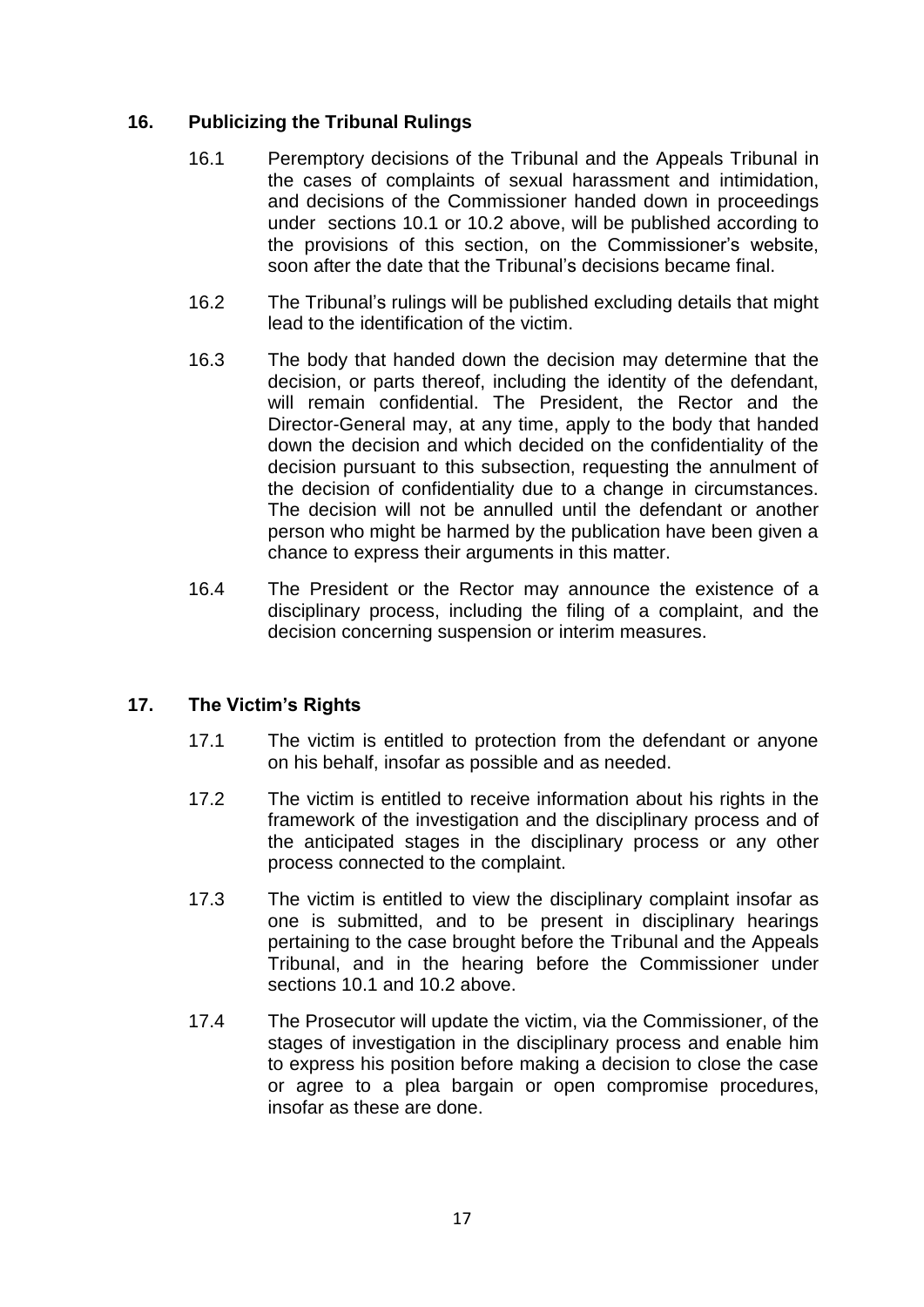## 16. Publicizing the Tribunal Rulings

16.1 Peremptory decisions of the Tribunal and the Appeals Tribunal in the cases of complaints of sexual harassment and intimidation, and decisions of the Commissioner handed down in proceedings under sections 10.1 or 10.2 above, will be published according to the provisions of this section, on the Commissioner's website, soon after the date that the Tribunal's decisions became final.

16.2 The Tribunal's rulings will be published excluding details that might lead to the identification of the victim.

16.3 The body that handed down the decision may determine that the decision, or parts thereof, including the identity of the defendant, will remain confidential. The President, the Rector and the Director-General may, at any time, apply to the body that handed down the decision and which decided on the confidentiality of the decision pursuant to this subsection, requesting the annulment of the decision of confidentiality due to a change in circumstances. The decision will not be annulled until the defendant or another person who might be harmed by the publication have been given a chance to express their arguments in this matter.

16.4 The President or the Rector may announce the existence of a disciplinary process, including the filing of a complaint, and the decision concerning suspension or interim measures.

## 17. The Victim's Rights

17.1 The victim is entitled to protection from the defendant or anyone on his behalf, insofar as possible and as needed.

17.2 The victim is entitled to receive information about his rights in the framework of the investigation and the disciplinary process and of the anticipated stages in the disciplinary process or any other process connected to the complaint.

17.3 The victim is entitled to view the disciplinary complaint insofar as one is submitted, and to be present in disciplinary hearings pertaining to the case brought before the Tribunal and the Appeals Tribunal, and in the hearing before the Commissioner under sections 10.1 and 10.2 above.

17.4 The Prosecutor will update the victim, via the Commissioner, of the stages of investigation in the disciplinary process and enable him to express his position before making a decision to close the case or agree to a plea bargain or open compromise procedures, insofar as these are done.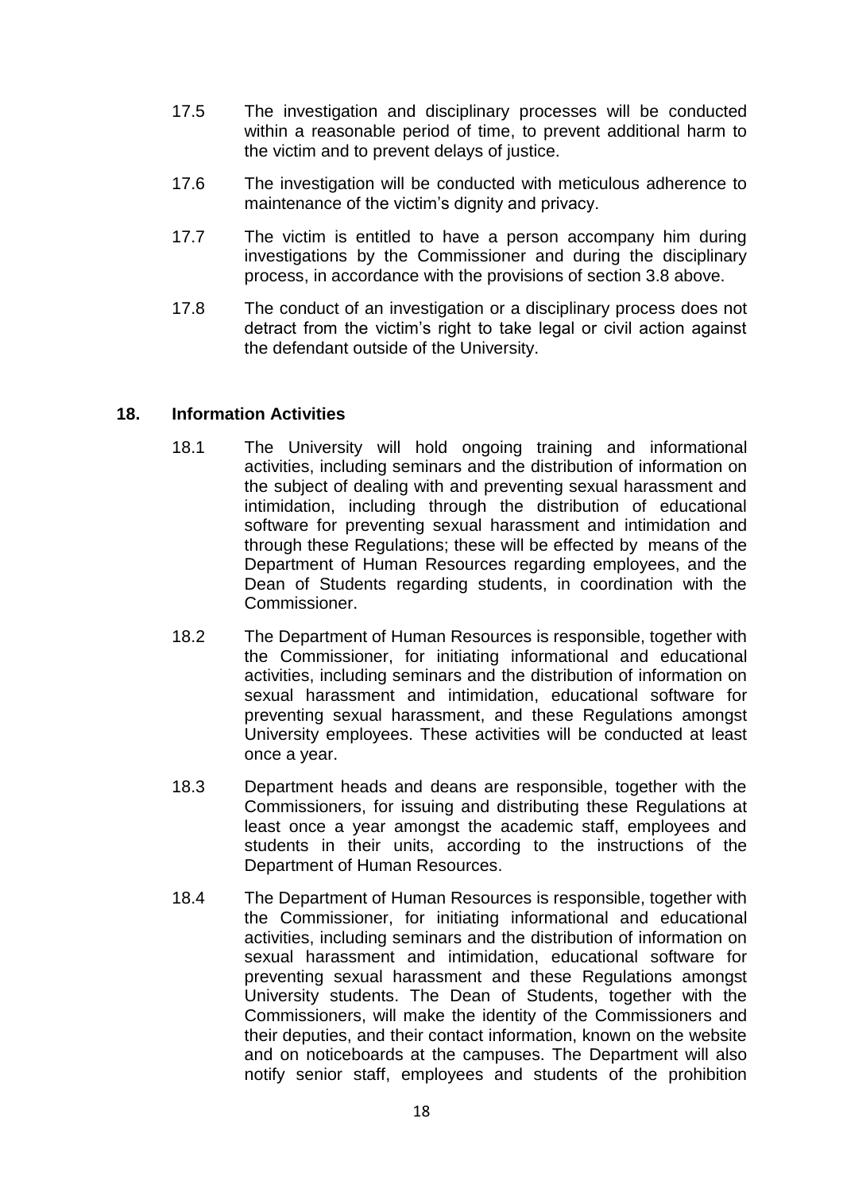17.5 The investigation and disciplinary processes will be conducted within a reasonable period of time, to prevent additional harm to the victim and to prevent delays of justice.

17.6 The investigation will be conducted with meticulous adherence to maintenance of the victim's dignity and privacy.

17.7 The victim is entitled to have a person accompany him during investigations by the Commissioner and during the disciplinary process, in accordance with the provisions of section 3.8 above.

17.8 The conduct of an investigation or a disciplinary process does not detract from the victim's right to take legal or civil action against the defendant outside of the University.

## 18. Information Activities

18.1 The University will hold ongoing training and informational activities, including seminars and the distribution of information on the subject of dealing with and preventing sexual harassment and intimidation, including through the distribution of educational software for preventing sexual harassment and intimidation and through these Regulations; these will be effected by means of the Department of Human Resources regarding employees, and the Dean of Students regarding students, in coordination with the Commissioner.

18.2 The Department of Human Resources is responsible, together with the Commissioner, for initiating informational and educational activities, including seminars and the distribution of information on sexual harassment and intimidation, educational software for preventing sexual harassment, and these Regulations amongst University employees. These activities will be conducted at least once a year.

18.3 Department heads and deans are responsible, together with the Commissioners, for issuing and distributing these Regulations at least once a year amongst the academic staff, employees and students in their units, according to the instructions of the Department of Human Resources.

18.4 The Department of Human Resources is responsible, together with the Commissioner, for initiating informational and educational activities, including seminars and the distribution of information on sexual harassment and intimidation, educational software for preventing sexual harassment and these Regulations amongst University students. The Dean of Students, together with the Commissioners, will make the identity of the Commissioners and their deputies, and their contact information, known on the website and on noticeboards at the campuses. The Department will also notify senior staff, employees and students of the prohibition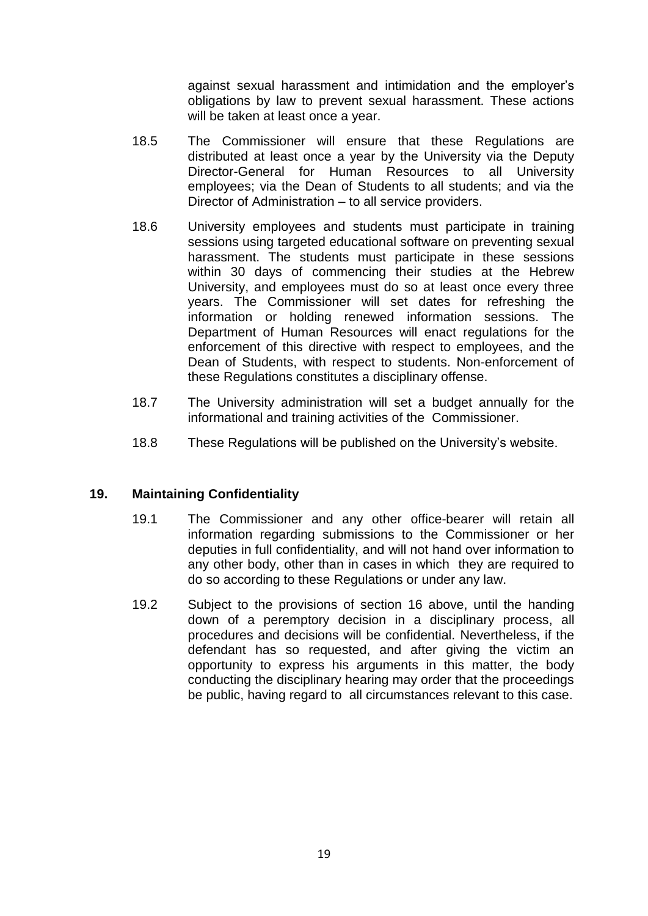against sexual harassment and intimidation and the employer's obligations by law to prevent sexual harassment. These actions will be taken at least once a year.

18.5 The Commissioner will ensure that these Regulations are distributed at least once a year by the University via the Deputy Director-General for Human Resources to all University employees; via the Dean of Students to all students; and via the Director of Administration – to all service providers.

18.6 University employees and students must participate in training sessions using targeted educational software on preventing sexual harassment. The students must participate in these sessions within 30 days of commencing their studies at the Hebrew University, and employees must do so at least once every three years. The Commissioner will set dates for refreshing the information or holding renewed information sessions. The Department of Human Resources will enact regulations for the enforcement of this directive with respect to employees, and the Dean of Students, with respect to students. Non-enforcement of these Regulations constitutes a disciplinary offense.

18.7 The University administration will set a budget annually for the informational and training activities of the Commissioner.

18.8 These Regulations will be published on the University's website.

## 19. Maintaining Confidentiality

19.1 The Commissioner and any other office-bearer will retain all information regarding submissions to the Commissioner or her deputies in full confidentiality, and will not hand over information to any other body, other than in cases in which they are required to do so according to these Regulations or under any law.

19.2 Subject to the provisions of section 16 above, until the handing down of a peremptory decision in a disciplinary process, all procedures and decisions will be confidential. Nevertheless, if the defendant has so requested, and after giving the victim an opportunity to express his arguments in this matter, the body conducting the disciplinary hearing may order that the proceedings be public, having regard to all circumstances relevant to this case.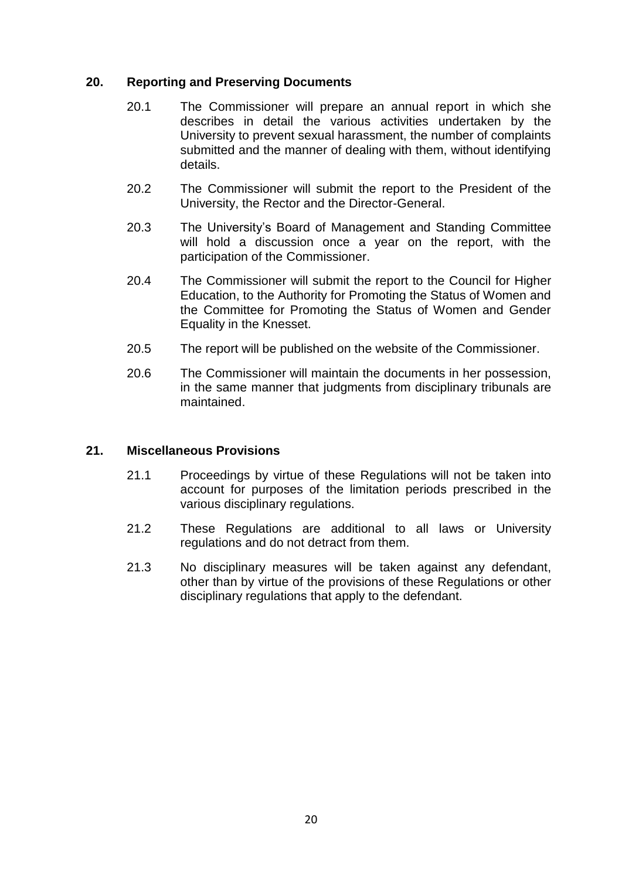## 20. Reporting and Preserving Documents

20.1 The Commissioner will prepare an annual report in which she describes in detail the various activities undertaken by the University to prevent sexual harassment, the number of complaints submitted and the manner of dealing with them, without identifying details.

20.2 The Commissioner will submit the report to the President of the University, the Rector and the Director-General.

20.3 The University's Board of Management and Standing Committee will hold a discussion once a year on the report, with the participation of the Commissioner.

20.4 The Commissioner will submit the report to the Council for Higher Education, to the Authority for Promoting the Status of Women and the Committee for Promoting the Status of Women and Gender Equality in the Knesset.

20.5 The report will be published on the website of the Commissioner.

20.6 The Commissioner will maintain the documents in her possession, in the same manner that judgments from disciplinary tribunals are maintained.

## 21. Miscellaneous Provisions

21.1 Proceedings by virtue of these Regulations will not be taken into account for purposes of the limitation periods prescribed in the various disciplinary regulations.

21.2 These Regulations are additional to all laws or University regulations and do not detract from them.

21.3 No disciplinary measures will be taken against any defendant, other than by virtue of the provisions of these Regulations or other disciplinary regulations that apply to the defendant.